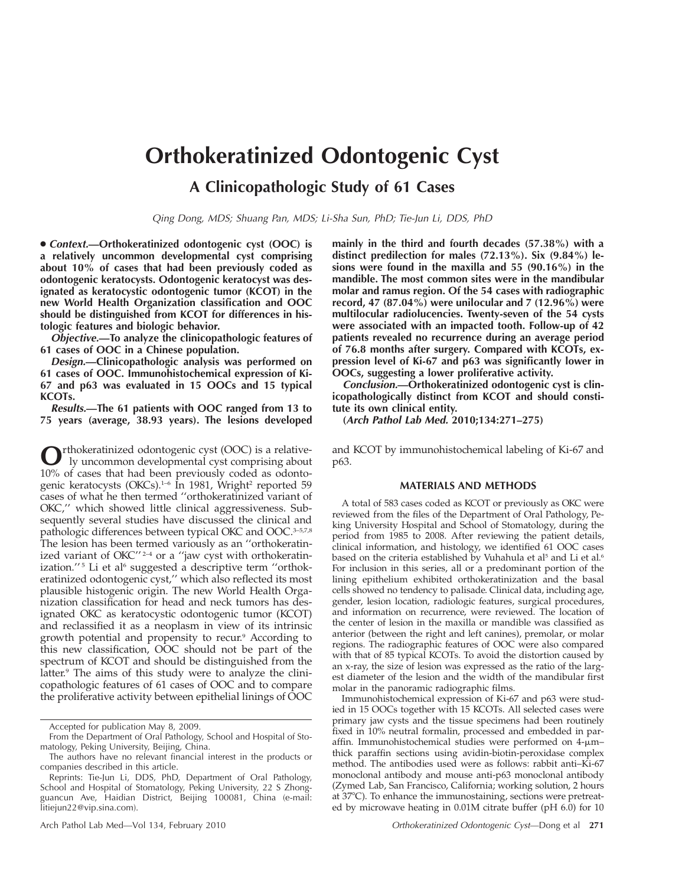# Orthokeratinized Odontogenic Cyst

## A Clinicopathologic Study of 61 Cases

*Qing Dong, MDS; Shuang Pan, MDS; Li-Sha Sun, PhD; Tie-Jun Li, DDS, PhD*

**• *Context.*—Orthokeratinized odontogenic cyst (OOC) is a relatively uncommon developmental cyst comprising about 10% of cases that had been previously coded as odontogenic keratocysts. Odontogenic keratocyst was designated as keratocystic odontogenic tumor (KCOT) in the new World Health Organization classification and OOC should be distinguished from KCOT for differences in histologic features and biologic behavior.**

***Objective.*—To analyze the clinicopathologic features of 61 cases of OOC in a Chinese population.**

***Design.*—Clinicopathologic analysis was performed on 61 cases of OOC. Immunohistochemical expression of Ki-67 and p63 was evaluated in 15 OOCs and 15 typical KCOTs.**

***Results.*—The 61 patients with OOC ranged from 13 to 75 years (average, 38.93 years). The lesions developed mainly in the third and fourth decades (57.38%) with a distinct predilection for males (72.13%). Six (9.84%) lesions were found in the maxilla and 55 (90.16%) in the mandible. The most common sites were in the mandibular molar and ramus region. Of the 54 cases with radiographic record, 47 (87.04%) were unilocular and 7 (12.96%) were multilocular radiolucencies. Twenty-seven of the 54 cysts were associated with an impacted tooth. Follow-up of 42 patients revealed no recurrence during an average period of 76.8 months after surgery. Compared with KCOTs, expression level of Ki-67 and p63 was significantly lower in OOCs, suggesting a lower proliferative activity.**

***Conclusion.*—Orthokeratinized odontogenic cyst is clinicopathologically distinct from KCOT and should constitute its own clinical entity.**

**(*Arch Pathol Lab Med.* 2010;134:271–275)**

Orthokeratinized odontogenic cyst (OOC) is a relatively uncommon developmental cyst comprising about 10% of cases that had been previously coded as odontogenic keratocysts (OKCs).[1–6] In 1981, Wright[2] reported 59 cases of what he then termed ''orthokeratinized variant of OKC,'' which showed little clinical aggressiveness. Subsequently several studies have discussed the clinical and pathologic differences between typical OKC and OOC.[3–5,7,8] The lesion has been termed variously as an ''orthokeratinized variant of OKC''[2–4] or a ''jaw cyst with orthokeratinization.''[5] Li et al[6] suggested a descriptive term ''orthokeratinized odontogenic cyst,'' which also reflected its most plausible histogenic origin. The new World Health Organization classification for head and neck tumors has designated OKC as keratocystic odontogenic tumor (KCOT) and reclassified it as a neoplasm in view of its intrinsic growth potential and propensity to recur.[9] According to this new classification, OOC should not be part of the spectrum of KCOT and should be distinguished from the latter.[9] The aims of this study were to analyze the clinicopathologic features of 61 cases of OOC and to compare the proliferative activity between epithelial linings of OOC and KCOT by immunohistochemical labeling of Ki-67 and p63.

## MATERIALS AND METHODS

A total of 583 cases coded as KCOT or previously as OKC were reviewed from the files of the Department of Oral Pathology, Peking University Hospital and School of Stomatology, during the period from 1985 to 2008. After reviewing the patient details, clinical information, and histology, we identified 61 OOC cases based on the criteria established by Vuhahula et al[5] and Li et al.[6] For inclusion in this series, all or a predominant portion of the lining epithelium exhibited orthokeratinization and the basal cells showed no tendency to palisade. Clinical data, including age, gender, lesion location, radiologic features, surgical procedures, and information on recurrence, were reviewed. The location of the center of lesion in the maxilla or mandible was classified as anterior (between the right and left canines), premolar, or molar regions. The radiographic features of OOC were also compared with that of 85 typical KCOTs. To avoid the distortion caused by an x-ray, the size of lesion was expressed as the ratio of the largest diameter of the lesion and the width of the mandibular first molar in the panoramic radiographic films.

Immunohistochemical expression of Ki-67 and p63 were studied in 15 OOCs together with 15 KCOTs. All selected cases were primary jaw cysts and the tissue specimens had been routinely fixed in 10% neutral formalin, processed and embedded in paraffin. Immunohistochemical studies were performed on 4-µm–thick paraffin sections using avidin-biotin-peroxidase complex method. The antibodies used were as follows: rabbit anti–Ki-67 monoclonal antibody and mouse anti-p63 monoclonal antibody (Zymed Lab, San Francisco, California; working solution, 2 hours at 37°C). To enhance the immunostaining, sections were pretreated by microwave heating in 0.01M citrate buffer (pH 6.0) for 10

Accepted for publication May 8, 2009.

From the Department of Oral Pathology, School and Hospital of Stomatology, Peking University, Beijing, China.

The authors have no relevant financial interest in the products or companies described in this article.

Reprints: Tie-Jun Li, DDS, PhD, Department of Oral Pathology, School and Hospital of Stomatology, Peking University, 22 S Zhongguancun Ave, Haidian District, Beijing 100081, China (e-mail: litiejun22@vip.sina.com).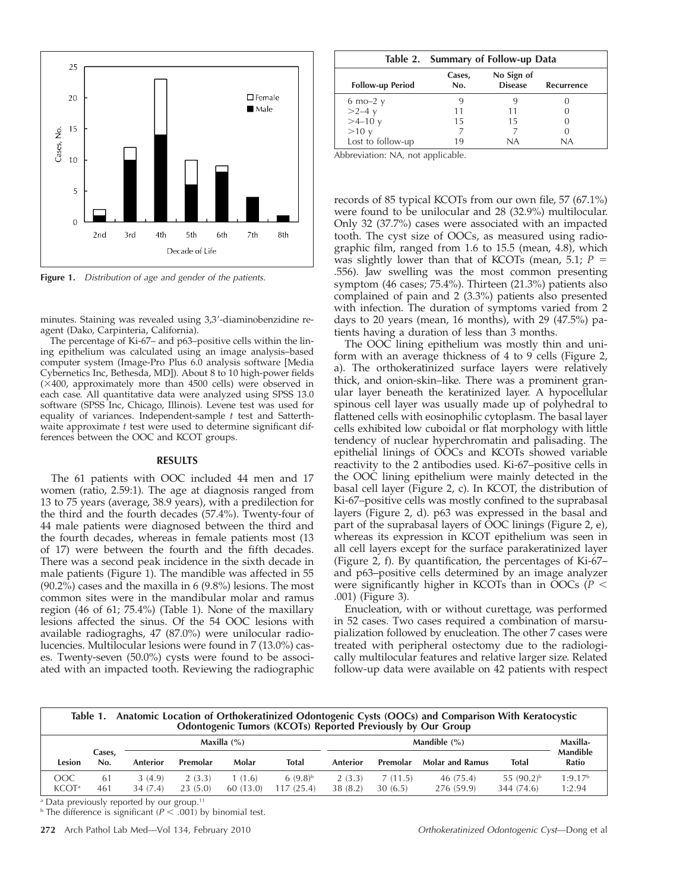**Figure 1.** *Distribution of age and gender of the patients.*

minutes. Staining was revealed using 3,3′-diaminobenzidine reagent (Dako, Carpinteria, California).

The percentage of Ki-67– and p63–positive cells within the lining epithelium was calculated using an image analysis–based computer system (Image-Pro Plus 6.0 analysis software [Media Cybernetics Inc, Bethesda, MD]). About 8 to 10 high-power fields (×400, approximately more than 4500 cells) were observed in each case. All quantitative data were analyzed using SPSS 13.0 software (SPSS Inc, Chicago, Illinois). Levene test was used for equality of variances. Independent-sample *t* test and Satterthwaite approximate *t* test were used to determine significant differences between the OOC and KCOT groups.

## RESULTS

The 61 patients with OOC included 44 men and 17 women (ratio, 2.59:1). The age at diagnosis ranged from 13 to 75 years (average, 38.9 years), with a predilection for the third and the fourth decades (57.4%). Twenty-four of 44 male patients were diagnosed between the third and the fourth decades, whereas in female patients most (13 of 17) were between the fourth and the fifth decades. There was a second peak incidence in the sixth decade in male patients (Figure 1). The mandible was affected in 55 (90.2%) cases and the maxilla in 6 (9.8%) lesions. The most common sites were in the mandibular molar and ramus region (46 of 61; 75.4%) (Table 1). None of the maxillary lesions affected the sinus. Of the 54 OOC lesions with available radiograghs, 47 (87.0%) were unilocular radiolucencies. Multilocular lesions were found in 7 (13.0%) cases. Twenty-seven (50.0%) cysts were found to be associated with an impacted tooth. Reviewing the radiographic records of 85 typical KCOTs from our own file, 57 (67.1%) were found to be unilocular and 28 (32.9%) multilocular. Only 32 (37.7%) cases were associated with an impacted tooth. The cyst size of OOCs, as measured using radiographic film, ranged from 1.6 to 15.5 (mean, 4.8), which was slightly lower than that of KCOTs (mean, 5.1; $P = .556$). Jaw swelling was the most common presenting symptom (46 cases; 75.4%). Thirteen (21.3%) patients also complained of pain and 2 (3.3%) patients also presented with infection. The duration of symptoms varied from 2 days to 20 years (mean, 16 months), with 29 (47.5%) patients having a duration of less than 3 months.

The OOC lining epithelium was mostly thin and uniform with an average thickness of 4 to 9 cells (Figure 2, a). The orthokeratinized surface layers were relatively thick, and onion-skin–like. There was a prominent granular layer beneath the keratinized layer. A hypocellular spinous cell layer was usually made up of polyhedral to flattened cells with eosinophilic cytoplasm. The basal layer cells exhibited low cuboidal or flat morphology with little tendency of nuclear hyperchromatin and palisading. The epithelial linings of OOCs and KCOTs showed variable reactivity to the 2 antibodies used. Ki-67–positive cells in the OOC lining epithelium were mainly detected in the basal cell layer (Figure 2, c). In KCOT, the distribution of Ki-67–positive cells was mostly confined to the suprabasal layers (Figure 2, d). p63 was expressed in the basal and part of the suprabasal layers of OOC linings (Figure 2, e), whereas its expression in KCOT epithelium was seen in all cell layers except for the surface parakeratinized layer (Figure 2, f). By quantification, the percentages of Ki-67– and p63–positive cells determined by an image analyzer were significantly higher in KCOTs than in OOCs ($P < .001$) (Figure 3).

Enucleation, with or without curettage, was performed in 52 cases. Two cases required a combination of marsupialization followed by enucleation. The other 7 cases were treated with peripheral ostectomy due to the radiologically multilocular features and relative larger size. Related follow-up data were available on 42 patients with respect

**Table 2. Summary of Follow-up Data**

| Follow-up Period | Cases, No. | No Sign of Disease | Recurrence |
|---|---|---|---|
| 6 mo–2 y | 9 | 9 | 0 |
| >2–4 y | 11 | 11 | 0 |
| >4–10 y | 15 | 15 | 0 |
| >10 y | 7 | 7 | 0 |
| Lost to follow-up | 19 | NA | NA |

Abbreviation: NA, not applicable.

**Table 1. Anatomic Location of Orthokeratinized Odontogenic Cysts (OOCs) and Comparison With Keratocystic Odontogenic Tumors (KCOTs) Reported Previously by Our Group**

| Lesion | Cases, No. | Maxilla (%) | | | | Mandible (%) | | | | Maxilla-Mandible Ratio |
|---|---|---|---|---|---|---|---|---|---|---|
| | | Anterior | Premolar | Molar | Total | Anterior | Premolar | Molar and Ramus | Total | |
| OOC | 61 | 3 (4.9) | 2 (3.3) | 1 (1.6) | 6 (9.8)[b] | 2 (3.3) | 7 (11.5) | 46 (75.4) | 55 (90.2)[b] | 1:9.17[b] |
| KCOT[a] | 461 | 34 (7.4) | 23 (5.0) | 60 (13.0) | 117 (25.4) | 38 (8.2) | 30 (6.5) | 276 (59.9) | 344 (74.6) | 1:2.94 |

[a] Data previously reported by our group.[11]
[b] The difference is significant ($P < .001$) by binomial test.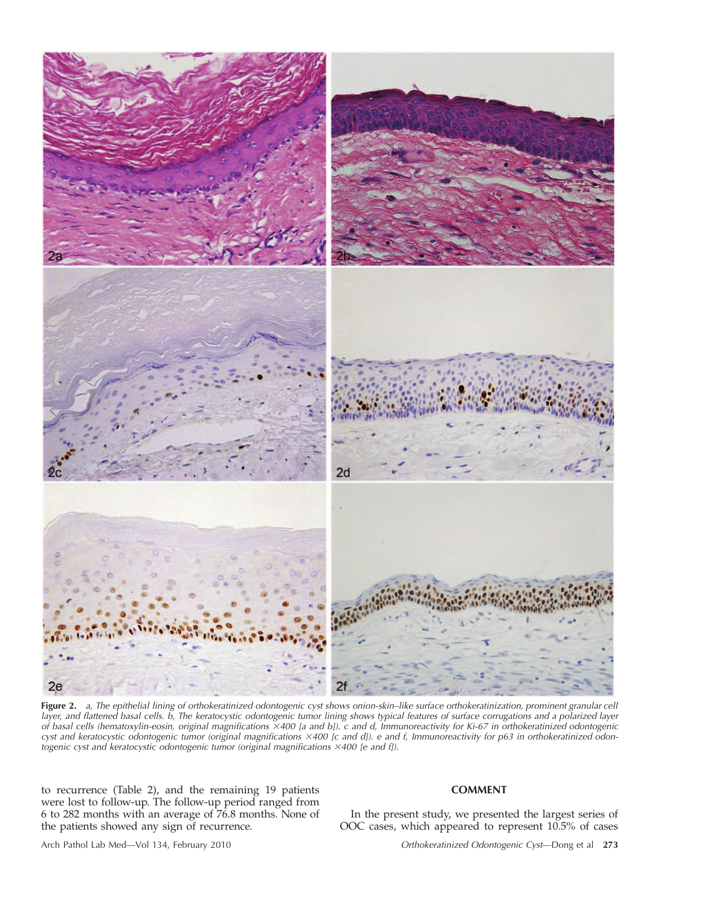**Figure 2.** *a, The epithelial lining of orthokeratinized odontogenic cyst shows onion-skin–like surface orthokeratinization, prominent granular cell layer, and flattened basal cells. b, The keratocystic odontogenic tumor lining shows typical features of surface corrugations and a polarized layer of basal cells (hematoxylin-eosin, original magnifications ×400 [a and b]). c and d, Immunoreactivity for Ki-67 in orthokeratinized odontogenic cyst and keratocystic odontogenic tumor (original magnifications ×400 [c and d]). e and f, Immunoreactivity for p63 in orthokeratinized odontogenic cyst and keratocystic odontogenic tumor (original magnifications ×400 [e and f]).*

to recurrence (Table 2), and the remaining 19 patients were lost to follow-up. The follow-up period ranged from 6 to 282 months with an average of 76.8 months. None of the patients showed any sign of recurrence.

## COMMENT

In the present study, we presented the largest series of OOC cases, which appeared to represent 10.5% of cases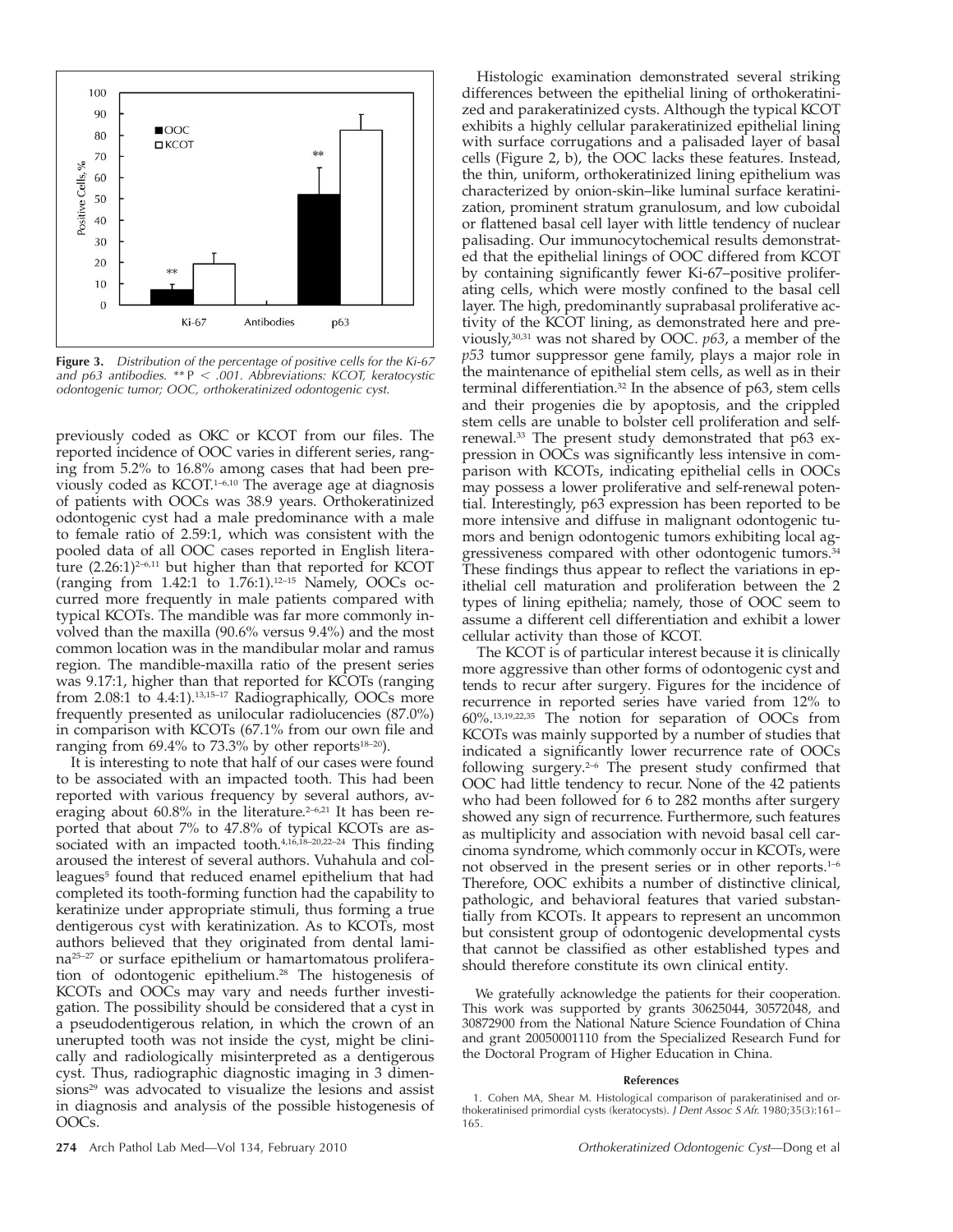**Figure 3.** *Distribution of the percentage of positive cells for the Ki-67 and p63 antibodies.* ** $P < .001$. *Abbreviations: KCOT, keratocystic odontogenic tumor; OOC, orthokeratinized odontogenic cyst.*

previously coded as OKC or KCOT from our files. The reported incidence of OOC varies in different series, ranging from 5.2% to 16.8% among cases that had been previously coded as KCOT.[1–6,10] The average age at diagnosis of patients with OOCs was 38.9 years. Orthokeratinized odontogenic cyst had a male predominance with a male to female ratio of 2.59:1, which was consistent with the pooled data of all OOC cases reported in English literature (2.26:1)[2–6,11] but higher than that reported for KCOT (ranging from 1.42:1 to 1.76:1).[12–15] Namely, OOCs occurred more frequently in male patients compared with typical KCOTs. The mandible was far more commonly involved than the maxilla (90.6% versus 9.4%) and the most common location was in the mandibular molar and ramus region. The mandible-maxilla ratio of the present series was 9.17:1, higher than that reported for KCOTs (ranging from 2.08:1 to 4.4:1).[13,15–17] Radiographically, OOCs more frequently presented as unilocular radiolucencies (87.0%) in comparison with KCOTs (67.1% from our own file and ranging from 69.4% to 73.3% by other reports[18–20]).

It is interesting to note that half of our cases were found to be associated with an impacted tooth. This had been reported with various frequency by several authors, averaging about 60.8% in the literature.[2–6,21] It has been reported that about 7% to 47.8% of typical KCOTs are associated with an impacted tooth.[4,16,18–20,22–24] This finding aroused the interest of several authors. Vuhahula and colleagues[5] found that reduced enamel epithelium that had completed its tooth-forming function had the capability to keratinize under appropriate stimuli, thus forming a true dentigerous cyst with keratinization. As to KCOTs, most authors believed that they originated from dental lamina[25–27] or surface epithelium or hamartomatous proliferation of odontogenic epithelium.[28] The histogenesis of KCOTs and OOCs may vary and needs further investigation. The possibility should be considered that a cyst in a pseudodentigerous relation, in which the crown of an unerupted tooth was not inside the cyst, might be clinically and radiologically misinterpreted as a dentigerous cyst. Thus, radiographic diagnostic imaging in 3 dimensions[29] was advocated to visualize the lesions and assist in diagnosis and analysis of the possible histogenesis of OOCs.

Histologic examination demonstrated several striking differences between the epithelial lining of orthokeratinized and parakeratinized cysts. Although the typical KCOT exhibits a highly cellular parakeratinized epithelial lining with surface corrugations and a palisaded layer of basal cells (Figure 2, b), the OOC lacks these features. Instead, the thin, uniform, orthokeratinized lining epithelium was characterized by onion-skin–like luminal surface keratinization, prominent stratum granulosum, and low cuboidal or flattened basal cell layer with little tendency of nuclear palisading. Our immunocytochemical results demonstrated that the epithelial linings of OOC differed from KCOT by containing significantly fewer Ki-67–positive proliferating cells, which were mostly confined to the basal cell layer. The high, predominantly suprabasal proliferative activity of the KCOT lining, as demonstrated here and previously,[30,31] was not shared by OOC. *p63*, a member of the *p53* tumor suppressor gene family, plays a major role in the maintenance of epithelial stem cells, as well as in their terminal differentiation.[32] In the absence of p63, stem cells and their progenies die by apoptosis, and the crippled stem cells are unable to bolster cell proliferation and self-renewal.[33] The present study demonstrated that p63 expression in OOCs was significantly less intensive in comparison with KCOTs, indicating epithelial cells in OOCs may possess a lower proliferative and self-renewal potential. Interestingly, p63 expression has been reported to be more intensive and diffuse in malignant odontogenic tumors and benign odontogenic tumors exhibiting local aggressiveness compared with other odontogenic tumors.[34] These findings thus appear to reflect the variations in epithelial cell maturation and proliferation between the 2 types of lining epithelia; namely, those of OOC seem to assume a different cell differentiation and exhibit a lower cellular activity than those of KCOT.

The KCOT is of particular interest because it is clinically more aggressive than other forms of odontogenic cyst and tends to recur after surgery. Figures for the incidence of recurrence in reported series have varied from 12% to 60%.[13,19,22,35] The notion for separation of OOCs from KCOTs was mainly supported by a number of studies that indicated a significantly lower recurrence rate of OOCs following surgery.[2–6] The present study confirmed that OOC had little tendency to recur. None of the 42 patients who had been followed for 6 to 282 months after surgery showed any sign of recurrence. Furthermore, such features as multiplicity and association with nevoid basal cell carcinoma syndrome, which commonly occur in KCOTs, were not observed in the present series or in other reports.[1–6] Therefore, OOC exhibits a number of distinctive clinical, pathologic, and behavioral features that varied substantially from KCOTs. It appears to represent an uncommon but consistent group of odontogenic developmental cysts that cannot be classified as other established types and should therefore constitute its own clinical entity.

We gratefully acknowledge the patients for their cooperation. This work was supported by grants 30625044, 30572048, and 30872900 from the National Nature Science Foundation of China and grant 20050001110 from the Specialized Research Fund for the Doctoral Program of Higher Education in China.

## References

1. Cohen MA, Shear M. Histological comparison of parakeratinised and orthokeratinised primordial cysts (keratocysts). *J Dent Assoc S Afr.* 1980;35(3):161–165.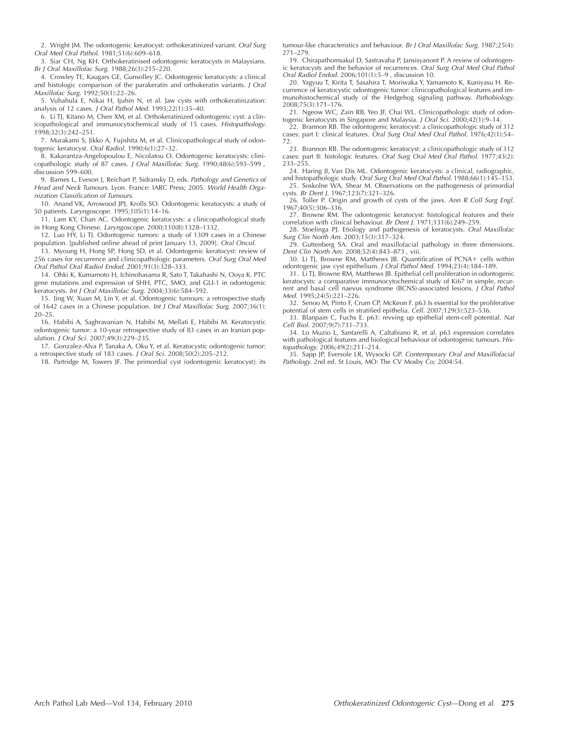2. Wright JM. The odontogenic keratocyst: orthokeratinized variant. *Oral Surg Oral Med Oral Pathol.* 1981;51(6):609–618.

3. Siar CH, Ng KH. Orthokeratinised odontogenic keratocysts in Malaysians. *Br J Oral Maxillofac Surg.* 1988;26(3):215–220.

4. Crowley TE, Kaugars GE, Gunsolley JC. Odontogenic keratocysts: a clinical and histologic comparison of the parakeratin and orthokeratin variants. *J Oral Maxillofac Surg.* 1992;50(1):22–26.

5. Vuhahula E, Nikai H, Ijuhin N, et al. Jaw cysts with orthokeratinization: analysis of 12 cases. *J Oral Pathol Med.* 1993;22(1):35–40.

6. Li TJ, Kitano M, Chen XM, et al. Orthokeratinized odontogenic cyst: a clinicopathological and immunocytochemical study of 15 cases. *Histopathology.* 1998;32(3):242–251.

7. Murakami S, Jikko A, Fujishita M, et al. Clinicopathological study of odontogenic keratocyst. *Oral Radiol.* 1990;6(1):27–32.

8. Kakarantza-Angelopoulou E, Nicolatou O. Odontogenic keratocysts: clinicopathologic study of 87 cases. *J Oral Maxillofac Surg.* 1990;48(6):593–599 , discussion 599–600.

9. Barnes L, Eveson J, Reichart P, Sidransky D, eds. *Pathology and Genetics of Head and Neck Tumours.* Lyon. France: IARC Press; 2005. *World Health Organization Classification of Tumours.*

10. Anand VK, Arrowood JPJ, Krolls SO. Odontogenic keratocysts: a study of 50 patients. *Laryngoscope.* 1995;105(1):14–16.

11. Lam KY, Chan AC. Odontogenic keratocysts: a clinicopathological study in Hong Kong Chinese. *Laryngoscope.* 2000;110(8):1328–1332.

12. Luo HY, Li TJ. Odontogenic tumors: a study of 1309 cases in a Chinese population. [published online ahead of print January 13, 2009]. *Oral Oncol.*

13. Myoung H, Hong SP, Hong SD, et al. Odontogenic keratocyst: review of 256 cases for recurrence and clinicopathologic parameters. *Oral Surg Oral Med Oral Pathol Oral Radiol Endod.* 2001;91(3):328–333.

14. Ohki K, Kumamoto H, Ichinohasama R, Sato T, Takahashi N, Ooya K. PTC gene mutations and expression of SHH, PTC, SMO, and GLI-1 in odontogenic keratocysts. *Int J Oral Maxillofac Surg.* 2004;33(6):584–592.

15. Jing W, Xuan M, Lin Y, et al. Odontogenic tumours: a retrospective study of 1642 cases in a Chinese population. *Int J Oral Maxillofac Surg.* 2007;36(1):20–25.

16. Habibi A, Saghravanian N, Habibi M, Mellati E, Habibi M. Keratocystic odontogenic tumor: a 10-year retrospective study of 83 cases in an Iranian population. *J Oral Sci.* 2007;49(3):229–235.

17. Gonzalez-Alva P, Tanaka A, Oku Y, et al. Keratocystic odontogenic tumor: a retrospective study of 183 cases. *J Oral Sci.* 2008;50(2):205–212.

18. Partridge M, Towers JF. The primordial cyst (odontogenic keratocyst): its tumour-like characteristics and behaviour. *Br J Oral Maxillofac Surg.* 1987;25(4):271–279.

19. Chirapathomsakul D, Sastravaha P, Jansisyanont P. A review of odontogenic keratocysts and the behavior of recurrences. *Oral Surg Oral Med Oral Pathol Oral Radiol Endod.* 2006;101(1):5–9 , discussion 10.

20. Yagyuu T, Kirita T, Sasahira T, Moriwaka Y, Yamamoto K, Kuniyasu H. Recurrence of keratocystic odontogenic tumor: clinicopathological features and immunohistochemical study of the Hedgehog signaling pathway. *Pathobiology.* 2008;75(3):171–176.

21. Ngeow WC, Zain RB, Yeo JF, Chai WL. Clinicopathologic study of odontogenic keratocysts in Singapore and Malaysia. *J Oral Sci.* 2000;42(1):9–14.

22. Brannon RB. The odontogenic keratocyst: a clinicopathologic study of 312 cases: part I: clinical features. *Oral Surg Oral Med Oral Pathol.* 1976;42(1):54–72.

23. Brannon RB. The odontogenic keratocyst: a clinicopathologic study of 312 cases: part II: histologic features. *Oral Surg Oral Med Oral Pathol.* 1977;43(2):233–255.

24. Haring JI, Van Dis ML. Odontogenic keratocysts: a clinical, radiographic, and histopathologic study. *Oral Surg Oral Med Oral Pathol.* 1988;66(1):145–153.

25. Soskolne WA, Shear M. Observations on the pathogenesis of primordial cysts. *Br Dent J.* 1967;123(7):321–326.

26. Toller P. Origin and growth of cysts of the jaws. *Ann R Coll Surg Engl.* 1967;40(5):306–336.

27. Browne RM. The odontogenic keratocyst: histological features and their correlation with clinical behaviour. *Br Dent J.* 1971;131(6):249–259.

28. Stoelinga PJ. Etiology and pathogenesis of keratocysts. *Oral Maxillofac Surg Clin North Am.* 2003;15(3):317–324.

29. Guttenberg SA. Oral and maxillofacial pathology in three dimensions. *Dent Clin North Am.* 2008;52(4):843–873 , viii.

30. Li TJ, Browne RM, Matthews JB. Quantification of PCNA+ cells within odontogenic jaw cyst epithelium. *J Oral Pathol Med.* 1994;23(4):184–189.

31. Li TJ, Browne RM, Matthews JB. Epithelial cell proliferation in odontogenic keratocysts: a comparative immunocytochemical study of Ki67 in simple, recurrent and basal cell naevus syndrome (BCNS)-associated lesions. *J Oral Pathol Med.* 1995;24(5):221–226.

32. Senoo M, Pinto F, Crum CP, McKeon F. p63 Is essential for the proliferative potential of stem cells in stratified epithelia. *Cell.* 2007;129(3):523–536.

33. Blanpain C, Fuchs E. p63: revving up epithelial stem-cell potential. *Nat Cell Biol.* 2007;9(7):731–733.

34. Lo Muzio L, Santarelli A, Caltabiano R, et al. p63 expression correlates with pathological features and biological behaviour of odontogenic tumours. *Histopathology.* 2006;49(2):211–214.

35. Sapp JP, Eversole LR, Wysocki GP. *Contemporary Oral and Maxillofacial Pathology.* 2nd ed. St Louis, MO: The CV Mosby Co; 2004:54.